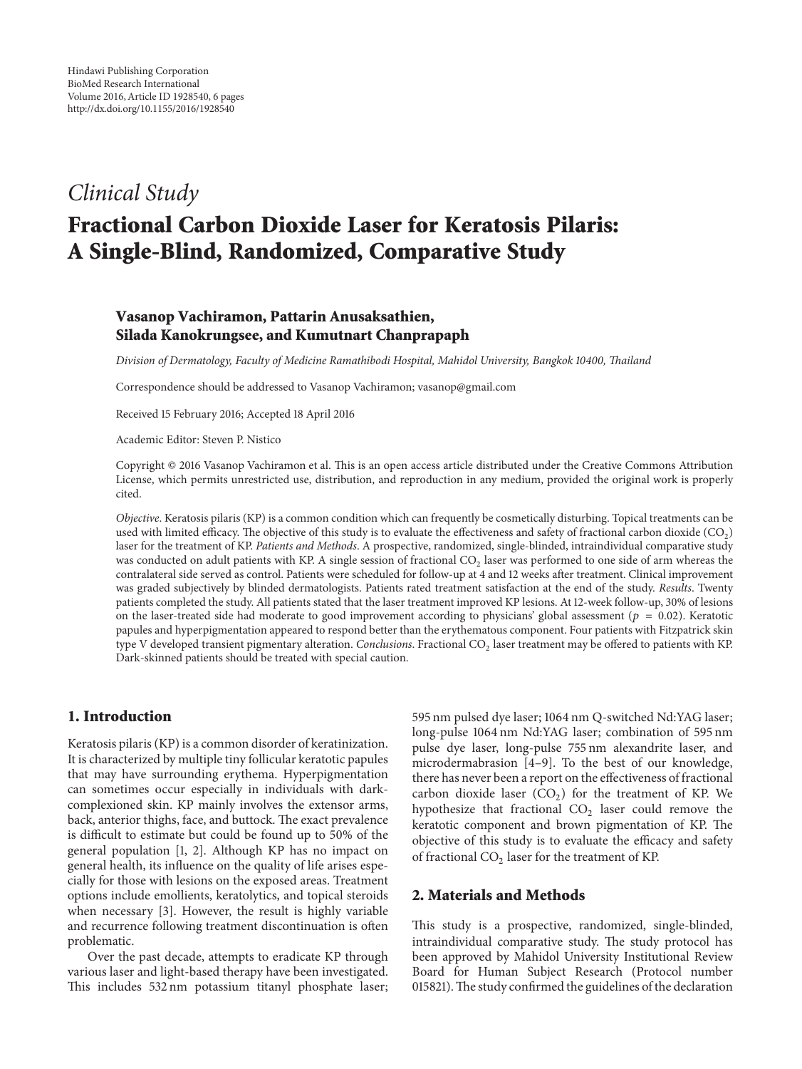Hindawi Publishing Corporation
BioMed Research International
Volume 2016, Article ID 1928540, 6 pages
http://dx.doi.org/10.1155/2016/1928540

*Clinical Study*

# Fractional Carbon Dioxide Laser for Keratosis Pilaris: A Single-Blind, Randomized, Comparative Study

**Vasanop Vachiramon, Pattarin Anusaksathien, Silada Kanokrungsee, and Kumutnart Chanprapaph**

*Division of Dermatology, Faculty of Medicine Ramathibodi Hospital, Mahidol University, Bangkok 10400, Thailand*

Correspondence should be addressed to Vasanop Vachiramon; vasanop@gmail.com

Received 15 February 2016; Accepted 18 April 2016

Academic Editor: Steven P. Nistico

Copyright © 2016 Vasanop Vachiramon et al. This is an open access article distributed under the Creative Commons Attribution License, which permits unrestricted use, distribution, and reproduction in any medium, provided the original work is properly cited.

*Objective*. Keratosis pilaris (KP) is a common condition which can frequently be cosmetically disturbing. Topical treatments can be used with limited efficacy. The objective of this study is to evaluate the effectiveness and safety of fractional carbon dioxide ($CO_2$) laser for the treatment of KP. *Patients and Methods*. A prospective, randomized, single-blinded, intraindividual comparative study was conducted on adult patients with KP. A single session of fractional $CO_2$ laser was performed to one side of arm whereas the contralateral side served as control. Patients were scheduled for follow-up at 4 and 12 weeks after treatment. Clinical improvement was graded subjectively by blinded dermatologists. Patients rated treatment satisfaction at the end of the study. *Results*. Twenty patients completed the study. All patients stated that the laser treatment improved KP lesions. At 12-week follow-up, 30% of lesions on the laser-treated side had moderate to good improvement according to physicians' global assessment ($p = 0.02$). Keratotic papules and hyperpigmentation appeared to respond better than the erythematous component. Four patients with Fitzpatrick skin type V developed transient pigmentary alteration. *Conclusions*. Fractional $CO_2$ laser treatment may be offered to patients with KP. Dark-skinned patients should be treated with special caution.

## 1. Introduction

Keratosis pilaris (KP) is a common disorder of keratinization. It is characterized by multiple tiny follicular keratotic papules that may have surrounding erythema. Hyperpigmentation can sometimes occur especially in individuals with dark-complexioned skin. KP mainly involves the extensor arms, back, anterior thighs, face, and buttock. The exact prevalence is difficult to estimate but could be found up to 50% of the general population [1, 2]. Although KP has no impact on general health, its influence on the quality of life arises especially for those with lesions on the exposed areas. Treatment options include emollients, keratolytics, and topical steroids when necessary [3]. However, the result is highly variable and recurrence following treatment discontinuation is often problematic.

Over the past decade, attempts to eradicate KP through various laser and light-based therapy have been investigated. This includes 532 nm potassium titanyl phosphate laser; 595 nm pulsed dye laser; 1064 nm Q-switched Nd:YAG laser; long-pulse 1064 nm Nd:YAG laser; combination of 595 nm pulse dye laser, long-pulse 755 nm alexandrite laser, and microdermabrasion [4–9]. To the best of our knowledge, there has never been a report on the effectiveness of fractional carbon dioxide laser ($CO_2$) for the treatment of KP. We hypothesize that fractional $CO_2$ laser could remove the keratotic component and brown pigmentation of KP. The objective of this study is to evaluate the efficacy and safety of fractional $CO_2$ laser for the treatment of KP.

## 2. Materials and Methods

This study is a prospective, randomized, single-blinded, intraindividual comparative study. The study protocol has been approved by Mahidol University Institutional Review Board for Human Subject Research (Protocol number 015821). The study confirmed the guidelines of the declaration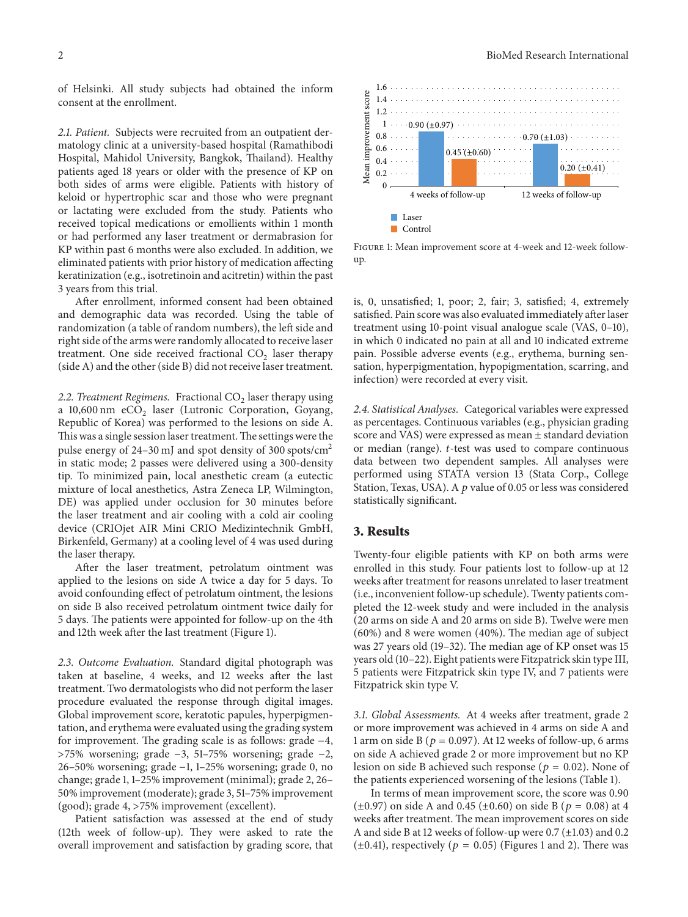of Helsinki. All study subjects had obtained the inform consent at the enrollment.

*2.1. Patient.* Subjects were recruited from an outpatient dermatology clinic at a university-based hospital (Ramathibodi Hospital, Mahidol University, Bangkok, Thailand). Healthy patients aged 18 years or older with the presence of KP on both sides of arms were eligible. Patients with history of keloid or hypertrophic scar and those who were pregnant or lactating were excluded from the study. Patients who received topical medications or emollients within 1 month or had performed any laser treatment or dermabrasion for KP within past 6 months were also excluded. In addition, we eliminated patients with prior history of medication affecting keratinization (e.g., isotretinoin and acitretin) within the past 3 years from this trial.

After enrollment, informed consent had been obtained and demographic data was recorded. Using the table of randomization (a table of random numbers), the left side and right side of the arms were randomly allocated to receive laser treatment. One side received fractional $CO_2$ laser therapy (side A) and the other (side B) did not receive laser treatment.

*2.2. Treatment Regimens.* Fractional $CO_2$ laser therapy using a 10,600 nm $eCO_2$ laser (Lutronic Corporation, Goyang, Republic of Korea) was performed to the lesions on side A. This was a single session laser treatment. The settings were the pulse energy of 24–30 mJ and spot density of 300 spots/$cm^2$ in static mode; 2 passes were delivered using a 300-density tip. To minimized pain, local anesthetic cream (a eutectic mixture of local anesthetics, Astra Zeneca LP, Wilmington, DE) was applied under occlusion for 30 minutes before the laser treatment and air cooling with a cold air cooling device (CRIOjet AIR Mini CRIO Medizintechnik GmbH, Birkenfeld, Germany) at a cooling level of 4 was used during the laser therapy.

After the laser treatment, petrolatum ointment was applied to the lesions on side A twice a day for 5 days. To avoid confounding effect of petrolatum ointment, the lesions on side B also received petrolatum ointment twice daily for 5 days. The patients were appointed for follow-up on the 4th and 12th week after the last treatment (Figure 1).

*2.3. Outcome Evaluation.* Standard digital photograph was taken at baseline, 4 weeks, and 12 weeks after the last treatment. Two dermatologists who did not perform the laser procedure evaluated the response through digital images. Global improvement score, keratotic papules, hyperpigmentation, and erythema were evaluated using the grading system for improvement. The grading scale is as follows: grade −4, >75% worsening; grade −3, 51–75% worsening; grade −2, 26–50% worsening; grade −1, 1–25% worsening; grade 0, no change; grade 1, 1–25% improvement (minimal); grade 2, 26–50% improvement (moderate); grade 3, 51–75% improvement (good); grade 4, >75% improvement (excellent).

Patient satisfaction was assessed at the end of study (12th week of follow-up). They were asked to rate the overall improvement and satisfaction by grading score, that is, 0, unsatisfied; 1, poor; 2, fair; 3, satisfied; 4, extremely satisfied. Pain score was also evaluated immediately after laser treatment using 10-point visual analogue scale (VAS, 0–10), in which 0 indicated no pain at all and 10 indicated extreme pain. Possible adverse events (e.g., erythema, burning sensation, hyperpigmentation, hypopigmentation, scarring, and infection) were recorded at every visit.

| | Laser | Control |
|---|---|---|
| 4 weeks of follow-up | 0.90 (±0.97) | 0.45 (±0.60) |
| 12 weeks of follow-up | 0.70 (±1.03) | 0.20 (±0.41) |

Figure 1: Mean improvement score at 4-week and 12-week follow-up.

*2.4. Statistical Analyses.* Categorical variables were expressed as percentages. Continuous variables (e.g., physician grading score and VAS) were expressed as mean ± standard deviation or median (range). $t$-test was used to compare continuous data between two dependent samples. All analyses were performed using STATA version 13 (Stata Corp., College Station, Texas, USA). A $p$ value of 0.05 or less was considered statistically significant.

## 3. Results

Twenty-four eligible patients with KP on both arms were enrolled in this study. Four patients lost to follow-up at 12 weeks after treatment for reasons unrelated to laser treatment (i.e., inconvenient follow-up schedule). Twenty patients completed the 12-week study and were included in the analysis (20 arms on side A and 20 arms on side B). Twelve were men (60%) and 8 were women (40%). The median age of subject was 27 years old (19–32). The median age of KP onset was 15 years old (10–22). Eight patients were Fitzpatrick skin type III, 5 patients were Fitzpatrick skin type IV, and 7 patients were Fitzpatrick skin type V.

*3.1. Global Assessments.* At 4 weeks after treatment, grade 2 or more improvement was achieved in 4 arms on side A and 1 arm on side B ($p = 0.097$). At 12 weeks of follow-up, 6 arms on side A achieved grade 2 or more improvement but no KP lesion on side B achieved such response ($p = 0.02$). None of the patients experienced worsening of the lesions (Table 1).

In terms of mean improvement score, the score was 0.90 (±0.97) on side A and 0.45 (±0.60) on side B ($p = 0.08$) at 4 weeks after treatment. The mean improvement scores on side A and side B at 12 weeks of follow-up were 0.7 (±1.03) and 0.2 (±0.41), respectively ($p = 0.05$) (Figures 1 and 2). There was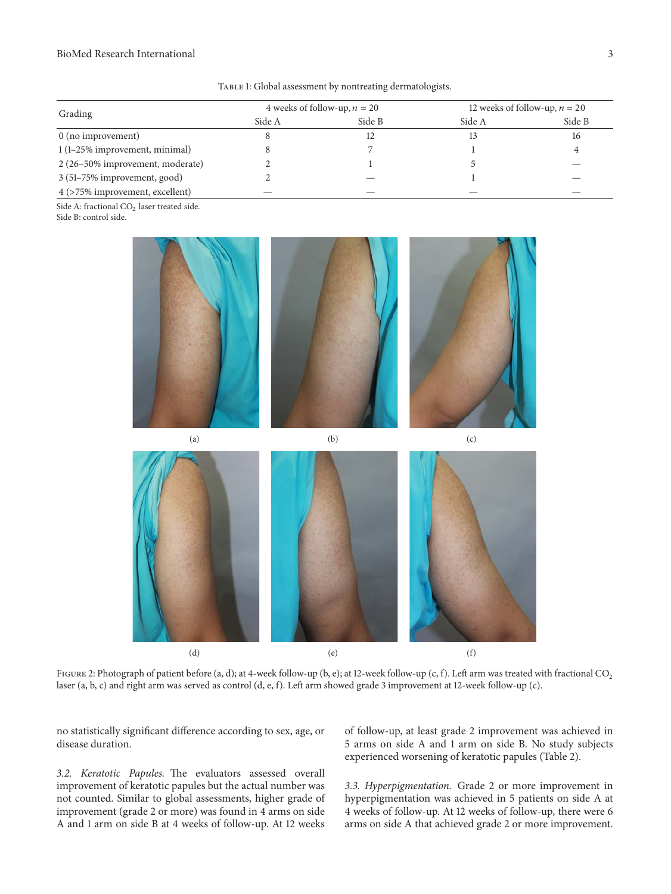Table 1: Global assessment by nontreating dermatologists.

| Grading | 4 weeks of follow-up, $n = 20$ | | 12 weeks of follow-up, $n = 20$ | |
|---|---|---|---|---|
| | Side A | Side B | Side A | Side B |
| 0 (no improvement) | 8 | 12 | 13 | 16 |
| 1 (1–25% improvement, minimal) | 8 | 7 | 1 | 4 |
| 2 (26–50% improvement, moderate) | 2 | 1 | 5 | — |
| 3 (51–75% improvement, good) | 2 | — | 1 | — |
| 4 (>75% improvement, excellent) | — | — | — | — |

Side A: fractional $CO_2$ laser treated side.
Side B: control side.

Figure 2: Photograph of patient before (a, d); at 4-week follow-up (b, e); at 12-week follow-up (c, f). Left arm was treated with fractional $CO_2$ laser (a, b, c) and right arm was served as control (d, e, f). Left arm showed grade 3 improvement at 12-week follow-up (c).

no statistically significant difference according to sex, age, or disease duration.

*3.2. Keratotic Papules.* The evaluators assessed overall improvement of keratotic papules but the actual number was not counted. Similar to global assessments, higher grade of improvement (grade 2 or more) was found in 4 arms on side A and 1 arm on side B at 4 weeks of follow-up. At 12 weeks of follow-up, at least grade 2 improvement was achieved in 5 arms on side A and 1 arm on side B. No study subjects experienced worsening of keratotic papules (Table 2).

*3.3. Hyperpigmentation.* Grade 2 or more improvement in hyperpigmentation was achieved in 5 patients on side A at 4 weeks of follow-up. At 12 weeks of follow-up, there were 6 arms on side A that achieved grade 2 or more improvement.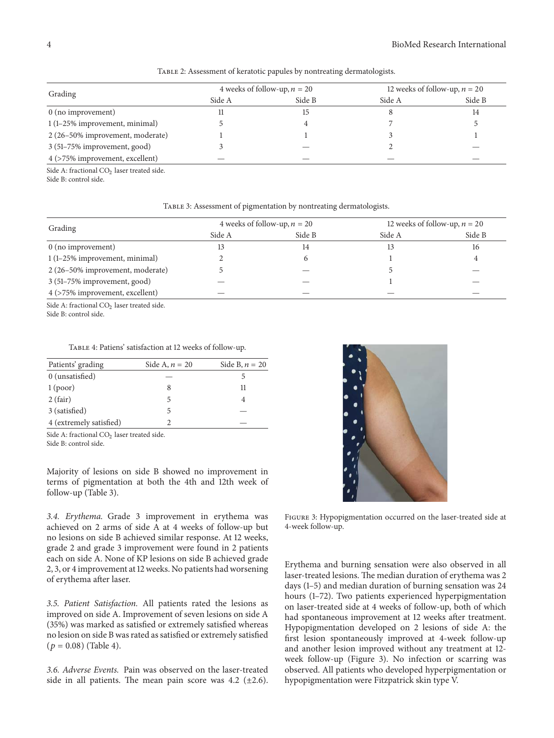Table 2: Assessment of keratotic papules by nontreating dermatologists.

| Grading | 4 weeks of follow-up, $n = 20$ | | 12 weeks of follow-up, $n = 20$ | |
|---|---|---|---|---|
| | Side A | Side B | Side A | Side B |
| 0 (no improvement) | 11 | 15 | 8 | 14 |
| 1 (1–25% improvement, minimal) | 5 | 4 | 7 | 5 |
| 2 (26–50% improvement, moderate) | 1 | 1 | 3 | 1 |
| 3 (51–75% improvement, good) | 3 | — | 2 | — |
| 4 (>75% improvement, excellent) | — | — | — | — |

Side A: fractional $CO_2$ laser treated side.
Side B: control side.

Table 3: Assessment of pigmentation by nontreating dermatologists.

| Grading | 4 weeks of follow-up, $n = 20$ | | 12 weeks of follow-up, $n = 20$ | |
|---|---|---|---|---|
| | Side A | Side B | Side A | Side B |
| 0 (no improvement) | 13 | 14 | 13 | 16 |
| 1 (1–25% improvement, minimal) | 2 | 6 | 1 | 4 |
| 2 (26–50% improvement, moderate) | 5 | — | 5 | — |
| 3 (51–75% improvement, good) | — | — | 1 | — |
| 4 (>75% improvement, excellent) | — | — | — | — |

Side A: fractional $CO_2$ laser treated side.
Side B: control side.

Table 4: Patiens' satisfaction at 12 weeks of follow-up.

| Patients' grading | Side A, $n = 20$ | Side B, $n = 20$ |
|---|---|---|
| 0 (unsatisfied) | — | 5 |
| 1 (poor) | 8 | 11 |
| 2 (fair) | 5 | 4 |
| 3 (satisfied) | 5 | — |
| 4 (extremely satisfied) | 2 | — |

Side A: fractional $CO_2$ laser treated side.
Side B: control side.

Majority of lesions on side B showed no improvement in terms of pigmentation at both the 4th and 12th week of follow-up (Table 3).

*3.4. Erythema.* Grade 3 improvement in erythema was achieved on 2 arms of side A at 4 weeks of follow-up but no lesions on side B achieved similar response. At 12 weeks, grade 2 and grade 3 improvement were found in 2 patients each on side A. None of KP lesions on side B achieved grade 2, 3, or 4 improvement at 12 weeks. No patients had worsening of erythema after laser.

*3.5. Patient Satisfaction.* All patients rated the lesions as improved on side A. Improvement of seven lesions on side A (35%) was marked as satisfied or extremely satisfied whereas no lesion on side B was rated as satisfied or extremely satisfied ($p = 0.08$) (Table 4).

*3.6. Adverse Events.* Pain was observed on the laser-treated side in all patients. The mean pain score was 4.2 ($\pm$2.6). Erythema and burning sensation were also observed in all laser-treated lesions. The median duration of erythema was 2 days (1–5) and median duration of burning sensation was 24 hours (1–72). Two patients experienced hyperpigmentation on laser-treated side at 4 weeks of follow-up, both of which had spontaneous improvement at 12 weeks after treatment. Hypopigmentation developed on 2 lesions of side A: the first lesion spontaneously improved at 4-week follow-up and another lesion improved without any treatment at 12-week follow-up (Figure 3). No infection or scarring was observed. All patients who developed hyperpigmentation or hypopigmentation were Fitzpatrick skin type V.

Figure 3: Hypopigmentation occurred on the laser-treated side at 4-week follow-up.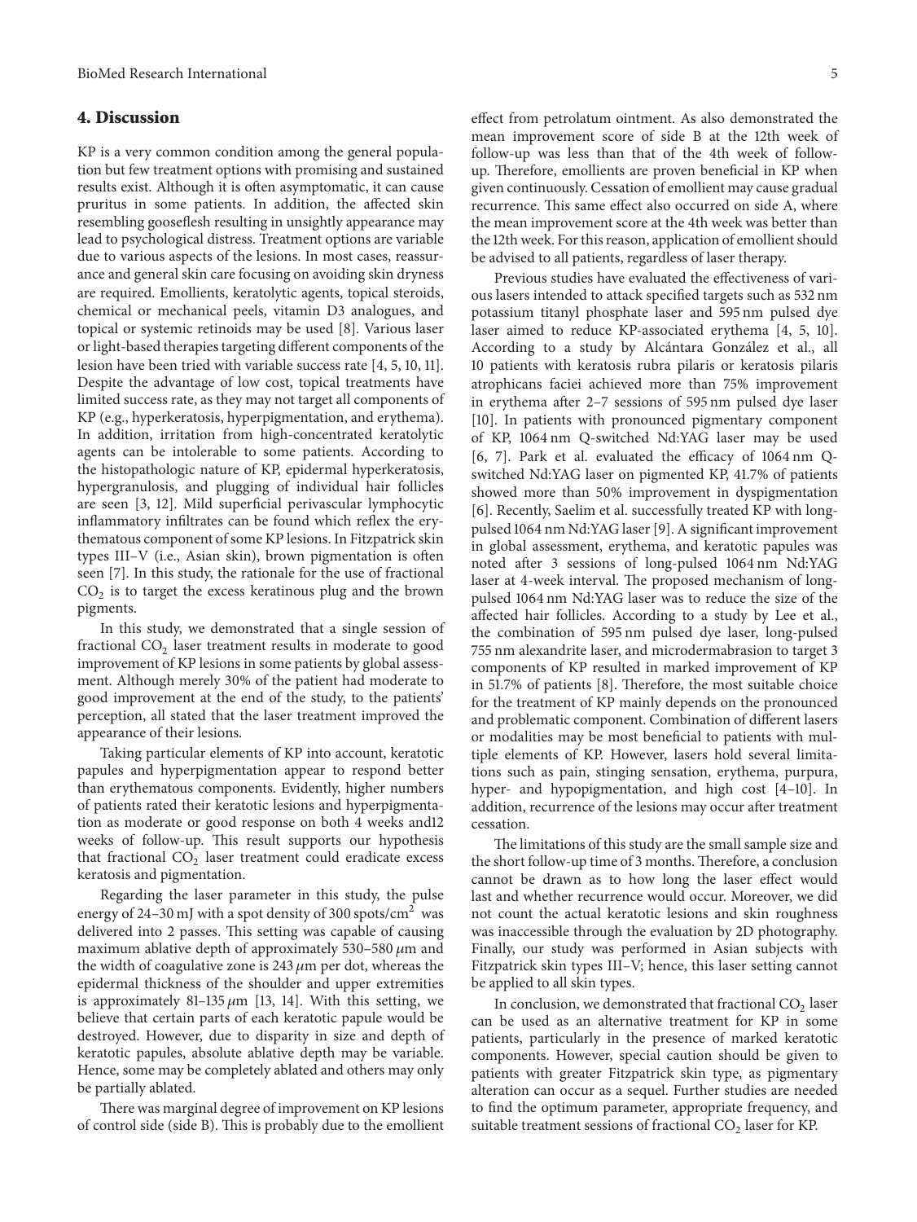## 4. Discussion

KP is a very common condition among the general population but few treatment options with promising and sustained results exist. Although it is often asymptomatic, it can cause pruritus in some patients. In addition, the affected skin resembling gooseflesh resulting in unsightly appearance may lead to psychological distress. Treatment options are variable due to various aspects of the lesions. In most cases, reassurance and general skin care focusing on avoiding skin dryness are required. Emollients, keratolytic agents, topical steroids, chemical or mechanical peels, vitamin D3 analogues, and topical or systemic retinoids may be used [8]. Various laser or light-based therapies targeting different components of the lesion have been tried with variable success rate [4, 5, 10, 11]. Despite the advantage of low cost, topical treatments have limited success rate, as they may not target all components of KP (e.g., hyperkeratosis, hyperpigmentation, and erythema). In addition, irritation from high-concentrated keratolytic agents can be intolerable to some patients. According to the histopathologic nature of KP, epidermal hyperkeratosis, hypergranulosis, and plugging of individual hair follicles are seen [3, 12]. Mild superficial perivascular lymphocytic inflammatory infiltrates can be found which reflex the erythematous component of some KP lesions. In Fitzpatrick skin types III–V (i.e., Asian skin), brown pigmentation is often seen [7]. In this study, the rationale for the use of fractional $CO_2$ is to target the excess keratinous plug and the brown pigments.

In this study, we demonstrated that a single session of fractional $CO_2$ laser treatment results in moderate to good improvement of KP lesions in some patients by global assessment. Although merely 30% of the patient had moderate to good improvement at the end of the study, to the patients' perception, all stated that the laser treatment improved the appearance of their lesions.

Taking particular elements of KP into account, keratotic papules and hyperpigmentation appear to respond better than erythematous components. Evidently, higher numbers of patients rated their keratotic lesions and hyperpigmentation as moderate or good response on both 4 weeks and12 weeks of follow-up. This result supports our hypothesis that fractional $CO_2$ laser treatment could eradicate excess keratosis and pigmentation.

Regarding the laser parameter in this study, the pulse energy of 24–30 mJ with a spot density of 300 spots/cm$^2$ was delivered into 2 passes. This setting was capable of causing maximum ablative depth of approximately 530–580 $\mu$m and the width of coagulative zone is 243 $\mu$m per dot, whereas the epidermal thickness of the shoulder and upper extremities is approximately 81–135 $\mu$m [13, 14]. With this setting, we believe that certain parts of each keratotic papule would be destroyed. However, due to disparity in size and depth of keratotic papules, absolute ablative depth may be variable. Hence, some may be completely ablated and others may only be partially ablated.

There was marginal degree of improvement on KP lesions of control side (side B). This is probably due to the emollient effect from petrolatum ointment. As also demonstrated the mean improvement score of side B at the 12th week of follow-up was less than that of the 4th week of follow-up. Therefore, emollients are proven beneficial in KP when given continuously. Cessation of emollient may cause gradual recurrence. This same effect also occurred on side A, where the mean improvement score at the 4th week was better than the 12th week. For this reason, application of emollient should be advised to all patients, regardless of laser therapy.

Previous studies have evaluated the effectiveness of various lasers intended to attack specified targets such as 532 nm potassium titanyl phosphate laser and 595 nm pulsed dye laser aimed to reduce KP-associated erythema [4, 5, 10]. According to a study by Alcántara González et al., all 10 patients with keratosis rubra pilaris or keratosis pilaris atrophicans faciei achieved more than 75% improvement in erythema after 2–7 sessions of 595 nm pulsed dye laser [10]. In patients with pronounced pigmentary component of KP, 1064 nm Q-switched Nd:YAG laser may be used [6, 7]. Park et al. evaluated the efficacy of 1064 nm Q-switched Nd:YAG laser on pigmented KP, 41.7% of patients showed more than 50% improvement in dyspigmentation [6]. Recently, Saelim et al. successfully treated KP with long-pulsed 1064 nm Nd:YAG laser [9]. A significant improvement in global assessment, erythema, and keratotic papules was noted after 3 sessions of long-pulsed 1064 nm Nd:YAG laser at 4-week interval. The proposed mechanism of long-pulsed 1064 nm Nd:YAG laser was to reduce the size of the affected hair follicles. According to a study by Lee et al., the combination of 595 nm pulsed dye laser, long-pulsed 755 nm alexandrite laser, and microdermabrasion to target 3 components of KP resulted in marked improvement of KP in 51.7% of patients [8]. Therefore, the most suitable choice for the treatment of KP mainly depends on the pronounced and problematic component. Combination of different lasers or modalities may be most beneficial to patients with multiple elements of KP. However, lasers hold several limitations such as pain, stinging sensation, erythema, purpura, hyper- and hypopigmentation, and high cost [4–10]. In addition, recurrence of the lesions may occur after treatment cessation.

The limitations of this study are the small sample size and the short follow-up time of 3 months. Therefore, a conclusion cannot be drawn as to how long the laser effect would last and whether recurrence would occur. Moreover, we did not count the actual keratotic lesions and skin roughness was inaccessible through the evaluation by 2D photography. Finally, our study was performed in Asian subjects with Fitzpatrick skin types III–V; hence, this laser setting cannot be applied to all skin types.

In conclusion, we demonstrated that fractional $CO_2$ laser can be used as an alternative treatment for KP in some patients, particularly in the presence of marked keratotic components. However, special caution should be given to patients with greater Fitzpatrick skin type, as pigmentary alteration can occur as a sequel. Further studies are needed to find the optimum parameter, appropriate frequency, and suitable treatment sessions of fractional $CO_2$ laser for KP.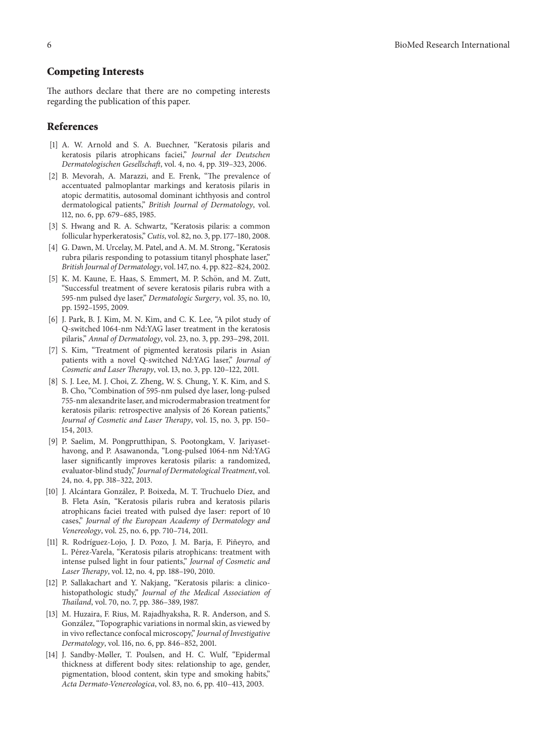## Competing Interests

The authors declare that there are no competing interests regarding the publication of this paper.

## References

[1] A. W. Arnold and S. A. Buechner, "Keratosis pilaris and keratosis pilaris atrophicans faciei," *Journal der Deutschen Dermatologischen Gesellschaft*, vol. 4, no. 4, pp. 319–323, 2006.

[2] B. Mevorah, A. Marazzi, and E. Frenk, "The prevalence of accentuated palmoplantar markings and keratosis pilaris in atopic dermatitis, autosomal dominant ichthyosis and control dermatological patients," *British Journal of Dermatology*, vol. 112, no. 6, pp. 679–685, 1985.

[3] S. Hwang and R. A. Schwartz, "Keratosis pilaris: a common follicular hyperkeratosis," *Cutis*, vol. 82, no. 3, pp. 177–180, 2008.

[4] G. Dawn, M. Urcelay, M. Patel, and A. M. M. Strong, "Keratosis rubra pilaris responding to potassium titanyl phosphate laser," *British Journal of Dermatology*, vol. 147, no. 4, pp. 822–824, 2002.

[5] K. M. Kaune, E. Haas, S. Emmert, M. P. Schön, and M. Zutt, "Successful treatment of severe keratosis pilaris rubra with a 595-nm pulsed dye laser," *Dermatologic Surgery*, vol. 35, no. 10, pp. 1592–1595, 2009.

[6] J. Park, B. J. Kim, M. N. Kim, and C. K. Lee, "A pilot study of Q-switched 1064-nm Nd:YAG laser treatment in the keratosis pilaris," *Annal of Dermatology*, vol. 23, no. 3, pp. 293–298, 2011.

[7] S. Kim, "Treatment of pigmented keratosis pilaris in Asian patients with a novel Q-switched Nd:YAG laser," *Journal of Cosmetic and Laser Therapy*, vol. 13, no. 3, pp. 120–122, 2011.

[8] S. J. Lee, M. J. Choi, Z. Zheng, W. S. Chung, Y. K. Kim, and S. B. Cho, "Combination of 595-nm pulsed dye laser, long-pulsed 755-nm alexandrite laser, and microdermabrasion treatment for keratosis pilaris: retrospective analysis of 26 Korean patients," *Journal of Cosmetic and Laser Therapy*, vol. 15, no. 3, pp. 150–154, 2013.

[9] P. Saelim, M. Pongprutthipan, S. Pootongkam, V. Jariyasethavong, and P. Asawanonda, "Long-pulsed 1064-nm Nd:YAG laser significantly improves keratosis pilaris: a randomized, evaluator-blind study," *Journal of Dermatological Treatment*, vol. 24, no. 4, pp. 318–322, 2013.

[10] J. Alcántara González, P. Boixeda, M. T. Truchuelo Díez, and B. Fleta Asín, "Keratosis pilaris rubra and keratosis pilaris atrophicans faciei treated with pulsed dye laser: report of 10 cases," *Journal of the European Academy of Dermatology and Venereology*, vol. 25, no. 6, pp. 710–714, 2011.

[11] R. Rodríguez-Lojo, J. D. Pozo, J. M. Barja, F. Piñeyro, and L. Pérez-Varela, "Keratosis pilaris atrophicans: treatment with intense pulsed light in four patients," *Journal of Cosmetic and Laser Therapy*, vol. 12, no. 4, pp. 188–190, 2010.

[12] P. Sallakachart and Y. Nakjang, "Keratosis pilaris: a clinicohistopathologic study," *Journal of the Medical Association of Thailand*, vol. 70, no. 7, pp. 386–389, 1987.

[13] M. Huzaira, F. Rius, M. Rajadhyaksha, R. R. Anderson, and S. González, "Topographic variations in normal skin, as viewed by in vivo reflectance confocal microscopy," *Journal of Investigative Dermatology*, vol. 116, no. 6, pp. 846–852, 2001.

[14] J. Sandby-Møller, T. Poulsen, and H. C. Wulf, "Epidermal thickness at different body sites: relationship to age, gender, pigmentation, blood content, skin type and smoking habits," *Acta Dermato-Venereologica*, vol. 83, no. 6, pp. 410–413, 2003.